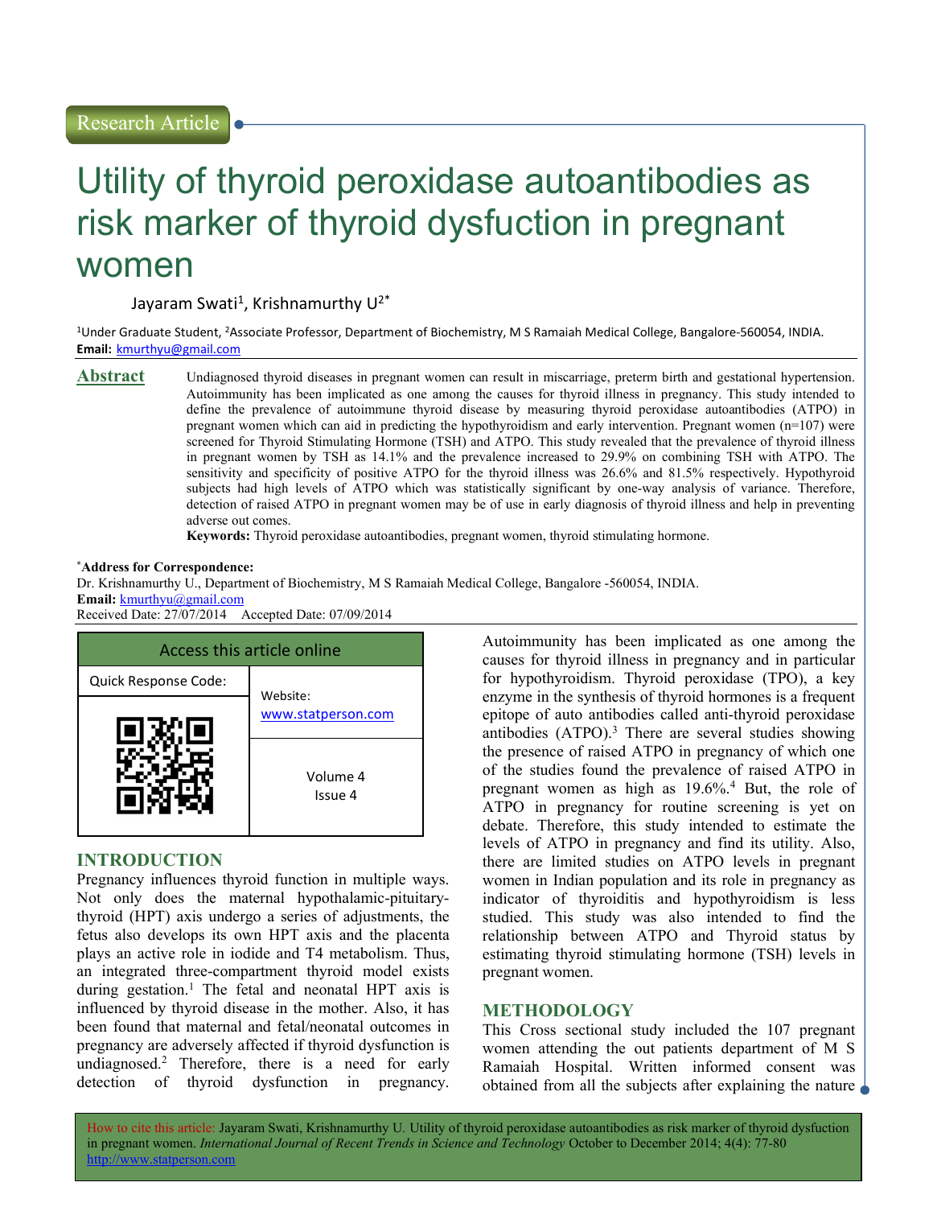Research Article

# Utility of thyroid peroxidase autoantibodies as risk marker of thyroid dysfuction in pregnant women

Jayaram Swati[1], Krishnamurthy U[2*]

[1]Under Graduate Student, [2]Associate Professor, Department of Biochemistry, M S Ramaiah Medical College, Bangalore-560054, INDIA.
**Email:** kmurthyu@gmail.com

## Abstract

Undiagnosed thyroid diseases in pregnant women can result in miscarriage, preterm birth and gestational hypertension. Autoimmunity has been implicated as one among the causes for thyroid illness in pregnancy. This study intended to define the prevalence of autoimmune thyroid disease by measuring thyroid peroxidase autoantibodies (ATPO) in pregnant women which can aid in predicting the hypothyroidism and early intervention. Pregnant women (n=107) were screened for Thyroid Stimulating Hormone (TSH) and ATPO. This study revealed that the prevalence of thyroid illness in pregnant women by TSH as 14.1% and the prevalence increased to 29.9% on combining TSH with ATPO. The sensitivity and specificity of positive ATPO for the thyroid illness was 26.6% and 81.5% respectively. Hypothyroid subjects had high levels of ATPO which was statistically significant by one-way analysis of variance. Therefore, detection of raised ATPO in pregnant women may be of use in early diagnosis of thyroid illness and help in preventing adverse out comes.

**Keywords:** Thyroid peroxidase autoantibodies, pregnant women, thyroid stimulating hormone.

**\*Address for Correspondence:**
Dr. Krishnamurthy U., Department of Biochemistry, M S Ramaiah Medical College, Bangalore -560054, INDIA.
**Email:** kmurthyu@gmail.com
Received Date: 27/07/2014 Accepted Date: 07/09/2014

| Access this article online | |
|---|---|
| Quick Response Code: | Website: www.statperson.com |
| | Volume 4 Issue 4 |

## INTRODUCTION

Pregnancy influences thyroid function in multiple ways. Not only does the maternal hypothalamic-pituitary-thyroid (HPT) axis undergo a series of adjustments, the fetus also develops its own HPT axis and the placenta plays an active role in iodide and T4 metabolism. Thus, an integrated three-compartment thyroid model exists during gestation.[1] The fetal and neonatal HPT axis is influenced by thyroid disease in the mother. Also, it has been found that maternal and fetal/neonatal outcomes in pregnancy are adversely affected if thyroid dysfunction is undiagnosed.[2] Therefore, there is a need for early detection of thyroid dysfunction in pregnancy. Autoimmunity has been implicated as one among the causes for thyroid illness in pregnancy and in particular for hypothyroidism. Thyroid peroxidase (TPO), a key enzyme in the synthesis of thyroid hormones is a frequent epitope of auto antibodies called anti-thyroid peroxidase antibodies (ATPO).[3] There are several studies showing the presence of raised ATPO in pregnancy of which one of the studies found the prevalence of raised ATPO in pregnant women as high as 19.6%.[4] But, the role of ATPO in pregnancy for routine screening is yet on debate. Therefore, this study intended to estimate the levels of ATPO in pregnancy and find its utility. Also, there are limited studies on ATPO levels in pregnant women in Indian population and its role in pregnancy as indicator of thyroiditis and hypothyroidism is less studied. This study was also intended to find the relationship between ATPO and Thyroid status by estimating thyroid stimulating hormone (TSH) levels in pregnant women.

## METHODOLOGY

This Cross sectional study included the 107 pregnant women attending the out patients department of M S Ramaiah Hospital. Written informed consent was obtained from all the subjects after explaining the nature

How to cite this article: Jayaram Swati, Krishnamurthy U. Utility of thyroid peroxidase autoantibodies as risk marker of thyroid dysfuction in pregnant women. *International Journal of Recent Trends in Science and Technology* October to December 2014; 4(4): 77-80 http://www.statperson.com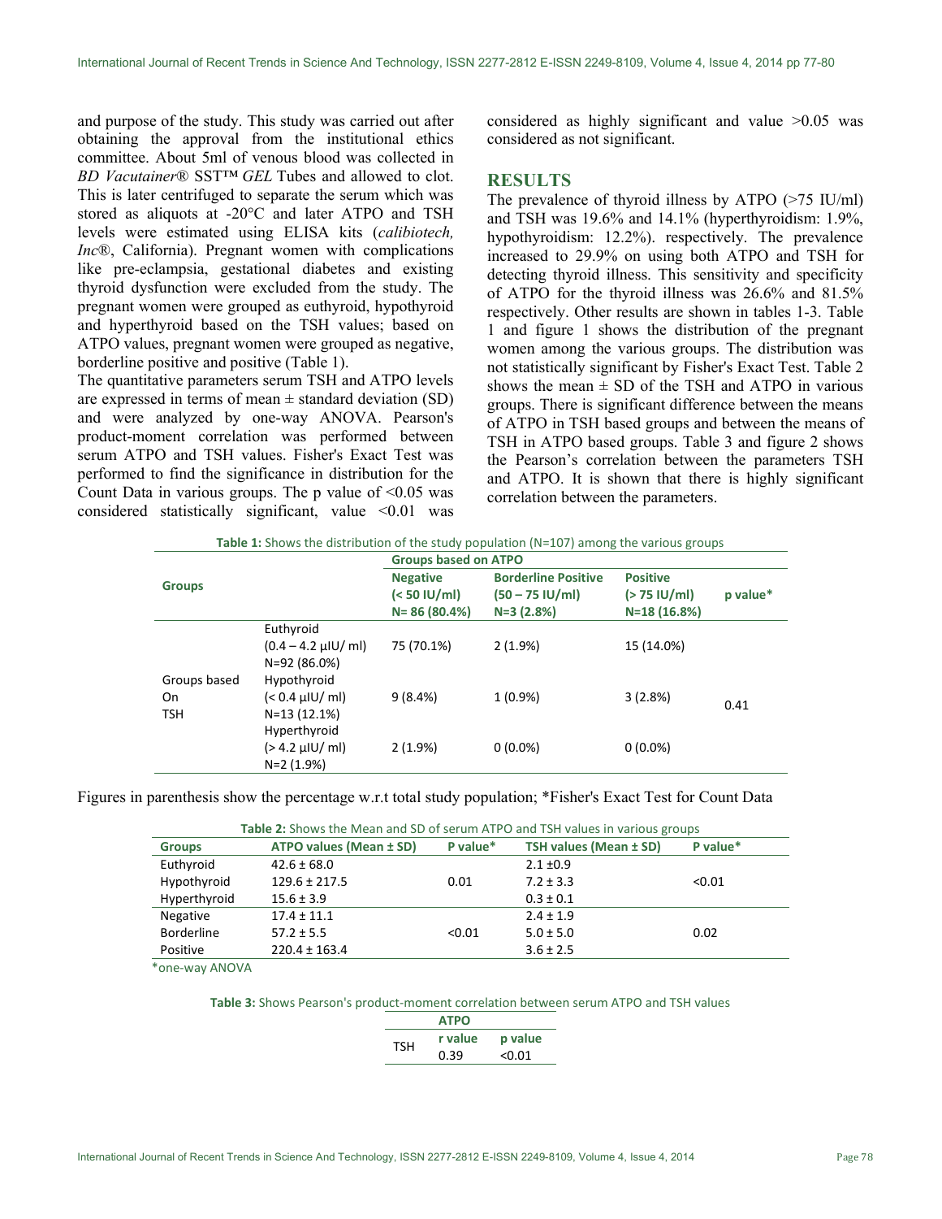and purpose of the study. This study was carried out after obtaining the approval from the institutional ethics committee. About 5ml of venous blood was collected in *BD Vacutainer*® SST™ *GEL* Tubes and allowed to clot. This is later centrifuged to separate the serum which was stored as aliquots at -20°C and later ATPO and TSH levels were estimated using ELISA kits (*calibiotech, Inc*®, California). Pregnant women with complications like pre-eclampsia, gestational diabetes and existing thyroid dysfunction were excluded from the study. The pregnant women were grouped as euthyroid, hypothyroid and hyperthyroid based on the TSH values; based on ATPO values, pregnant women were grouped as negative, borderline positive and positive (Table 1).

The quantitative parameters serum TSH and ATPO levels are expressed in terms of mean ± standard deviation (SD) and were analyzed by one-way ANOVA. Pearson's product-moment correlation was performed between serum ATPO and TSH values. Fisher's Exact Test was performed to find the significance in distribution for the Count Data in various groups. The p value of <0.05 was considered statistically significant, value <0.01 was considered as highly significant and value >0.05 was considered as not significant.

## RESULTS

The prevalence of thyroid illness by ATPO (>75 IU/ml) and TSH was 19.6% and 14.1% (hyperthyroidism: 1.9%, hypothyroidism: 12.2%). respectively. The prevalence increased to 29.9% on using both ATPO and TSH for detecting thyroid illness. This sensitivity and specificity of ATPO for the thyroid illness was 26.6% and 81.5% respectively. Other results are shown in tables 1-3. Table 1 and figure 1 shows the distribution of the pregnant women among the various groups. The distribution was not statistically significant by Fisher's Exact Test. Table 2 shows the mean ± SD of the TSH and ATPO in various groups. There is significant difference between the means of ATPO in TSH based groups and between the means of TSH in ATPO based groups. Table 3 and figure 2 shows the Pearson's correlation between the parameters TSH and ATPO. It is shown that there is highly significant correlation between the parameters.

**Table 1:** Shows the distribution of the study population (N=107) among the various groups

| Groups | | Groups based on ATPO | | | |
|---|---|---|---|---|---|
| | | Negative (< 50 IU/ml) N= 86 (80.4%) | Borderline Positive (50 – 75 IU/ml) N=3 (2.8%) | Positive (> 75 IU/ml) N=18 (16.8%) | p value* |
| Groups based On TSH | Euthyroid (0.4 – 4.2 µIU/ ml) N=92 (86.0%) | 75 (70.1%) | 2 (1.9%) | 15 (14.0%) | 0.41 |
| | Hypothyroid (< 0.4 µIU/ ml) N=13 (12.1%) | 9 (8.4%) | 1 (0.9%) | 3 (2.8%) | |
| | Hyperthyroid (> 4.2 µIU/ ml) N=2 (1.9%) | 2 (1.9%) | 0 (0.0%) | 0 (0.0%) | |

Figures in parenthesis show the percentage w.r.t total study population; *Fisher's Exact Test for Count Data

**Table 2:** Shows the Mean and SD of serum ATPO and TSH values in various groups

| Groups | ATPO values (Mean ± SD) | P value* | TSH values (Mean ± SD) | P value* |
|---|---|---|---|---|
| Euthyroid | 42.6 ± 68.0 | | 2.1 ±0.9 | |
| Hypothyroid | 129.6 ± 217.5 | 0.01 | 7.2 ± 3.3 | <0.01 |
| Hyperthyroid | 15.6 ± 3.9 | | 0.3 ± 0.1 | |
| Negative | 17.4 ± 11.1 | | 2.4 ± 1.9 | |
| Borderline | 57.2 ± 5.5 | <0.01 | 5.0 ± 5.0 | 0.02 |
| Positive | 220.4 ± 163.4 | | 3.6 ± 2.5 | |

*one-way ANOVA

**Table 3:** Shows Pearson's product-moment correlation between serum ATPO and TSH values

| | ATPO | |
|---|---|---|
| TSH | r value | p value |
| | 0.39 | <0.01 |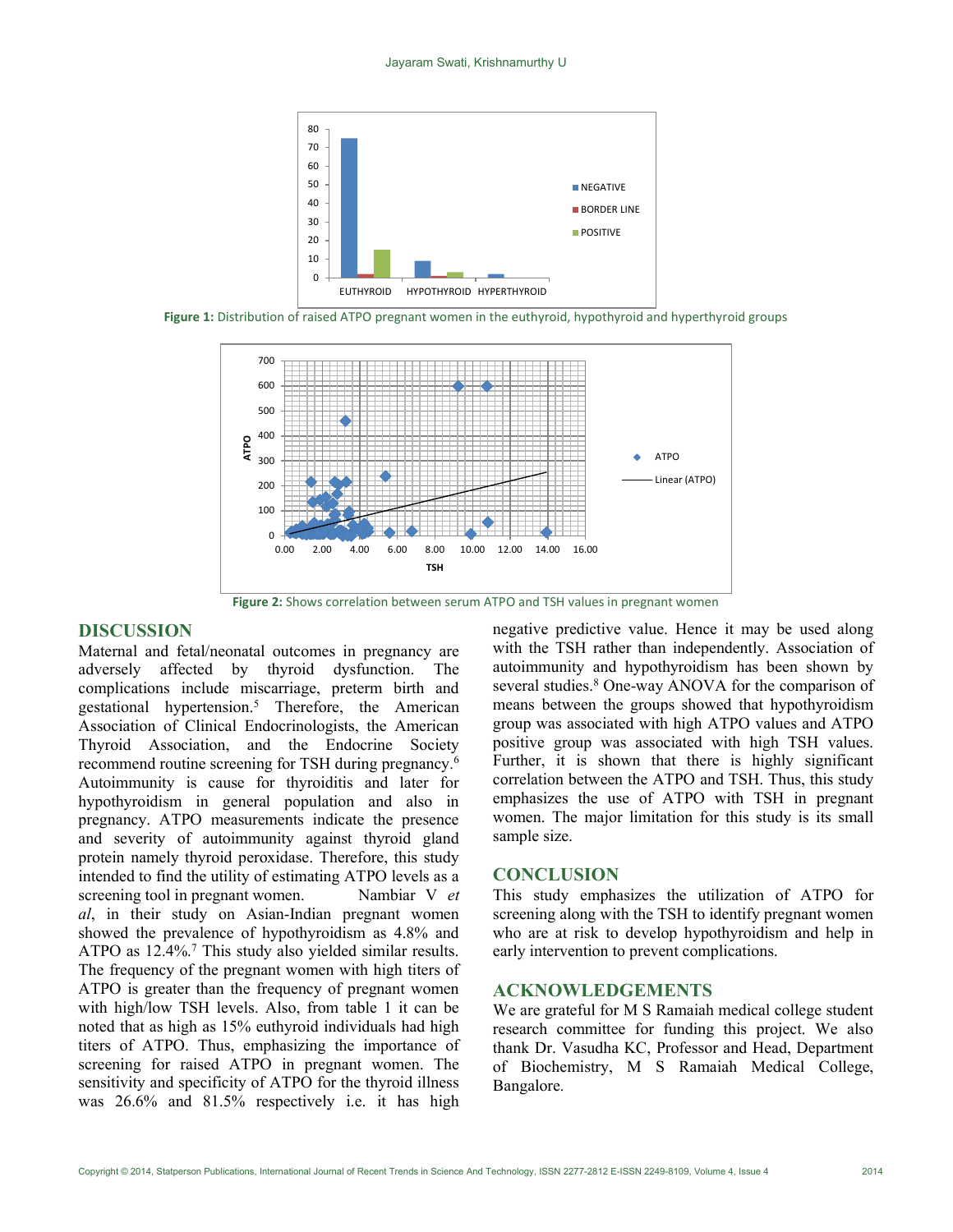Figure 1: Distribution of raised ATPO pregnant women in the euthyroid, hypothyroid and hyperthyroid groups

Figure 2: Shows correlation between serum ATPO and TSH values in pregnant women

## DISCUSSION

Maternal and fetal/neonatal outcomes in pregnancy are adversely affected by thyroid dysfunction. The complications include miscarriage, preterm birth and gestational hypertension.[5] Therefore, the American Association of Clinical Endocrinologists, the American Thyroid Association, and the Endocrine Society recommend routine screening for TSH during pregnancy.[6] Autoimmunity is cause for thyroiditis and later for hypothyroidism in general population and also in pregnancy. ATPO measurements indicate the presence and severity of autoimmunity against thyroid gland protein namely thyroid peroxidase. Therefore, this study intended to find the utility of estimating ATPO levels as a screening tool in pregnant women. Nambiar V *et al*, in their study on Asian-Indian pregnant women showed the prevalence of hypothyroidism as 4.8% and ATPO as 12.4%.[7] This study also yielded similar results. The frequency of the pregnant women with high titers of ATPO is greater than the frequency of pregnant women with high/low TSH levels. Also, from table 1 it can be noted that as high as 15% euthyroid individuals had high titers of ATPO. Thus, emphasizing the importance of screening for raised ATPO in pregnant women. The sensitivity and specificity of ATPO for the thyroid illness was 26.6% and 81.5% respectively i.e. it has high negative predictive value. Hence it may be used along with the TSH rather than independently. Association of autoimmunity and hypothyroidism has been shown by several studies.[8] One-way ANOVA for the comparison of means between the groups showed that hypothyroidism group was associated with high ATPO values and ATPO positive group was associated with high TSH values. Further, it is shown that there is highly significant correlation between the ATPO and TSH. Thus, this study emphasizes the use of ATPO with TSH in pregnant women. The major limitation for this study is its small sample size.

## CONCLUSION

This study emphasizes the utilization of ATPO for screening along with the TSH to identify pregnant women who are at risk to develop hypothyroidism and help in early intervention to prevent complications.

## ACKNOWLEDGEMENTS

We are grateful for M S Ramaiah medical college student research committee for funding this project. We also thank Dr. Vasudha KC, Professor and Head, Department of Biochemistry, M S Ramaiah Medical College, Bangalore.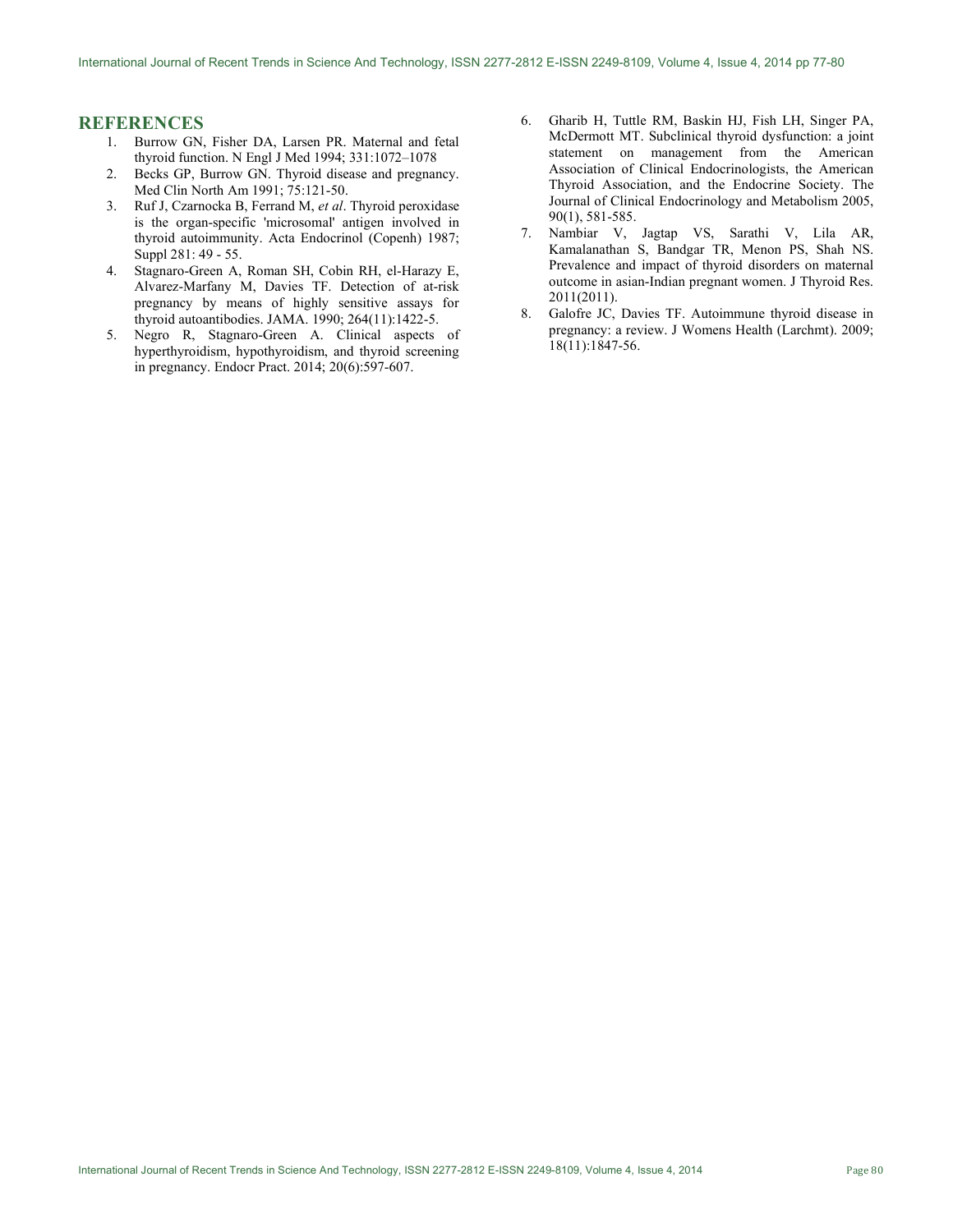## REFERENCES

1. Burrow GN, Fisher DA, Larsen PR. Maternal and fetal thyroid function. N Engl J Med 1994; 331:1072–1078
2. Becks GP, Burrow GN. Thyroid disease and pregnancy. Med Clin North Am 1991; 75:121-50.
3. Ruf J, Czarnocka B, Ferrand M, *et al*. Thyroid peroxidase is the organ-specific 'microsomal' antigen involved in thyroid autoimmunity. Acta Endocrinol (Copenh) 1987; Suppl 281: 49 - 55.
4. Stagnaro-Green A, Roman SH, Cobin RH, el-Harazy E, Alvarez-Marfany M, Davies TF. Detection of at-risk pregnancy by means of highly sensitive assays for thyroid autoantibodies. JAMA. 1990; 264(11):1422-5.
5. Negro R, Stagnaro-Green A. Clinical aspects of hyperthyroidism, hypothyroidism, and thyroid screening in pregnancy. Endocr Pract. 2014; 20(6):597-607.
6. Gharib H, Tuttle RM, Baskin HJ, Fish LH, Singer PA, McDermott MT. Subclinical thyroid dysfunction: a joint statement on management from the American Association of Clinical Endocrinologists, the American Thyroid Association, and the Endocrine Society. The Journal of Clinical Endocrinology and Metabolism 2005, 90(1), 581-585.
7. Nambiar V, Jagtap VS, Sarathi V, Lila AR, Kamalanathan S, Bandgar TR, Menon PS, Shah NS. Prevalence and impact of thyroid disorders on maternal outcome in asian-Indian pregnant women. J Thyroid Res. 2011(2011).
8. Galofre JC, Davies TF. Autoimmune thyroid disease in pregnancy: a review. J Womens Health (Larchmt). 2009; 18(11):1847-56.